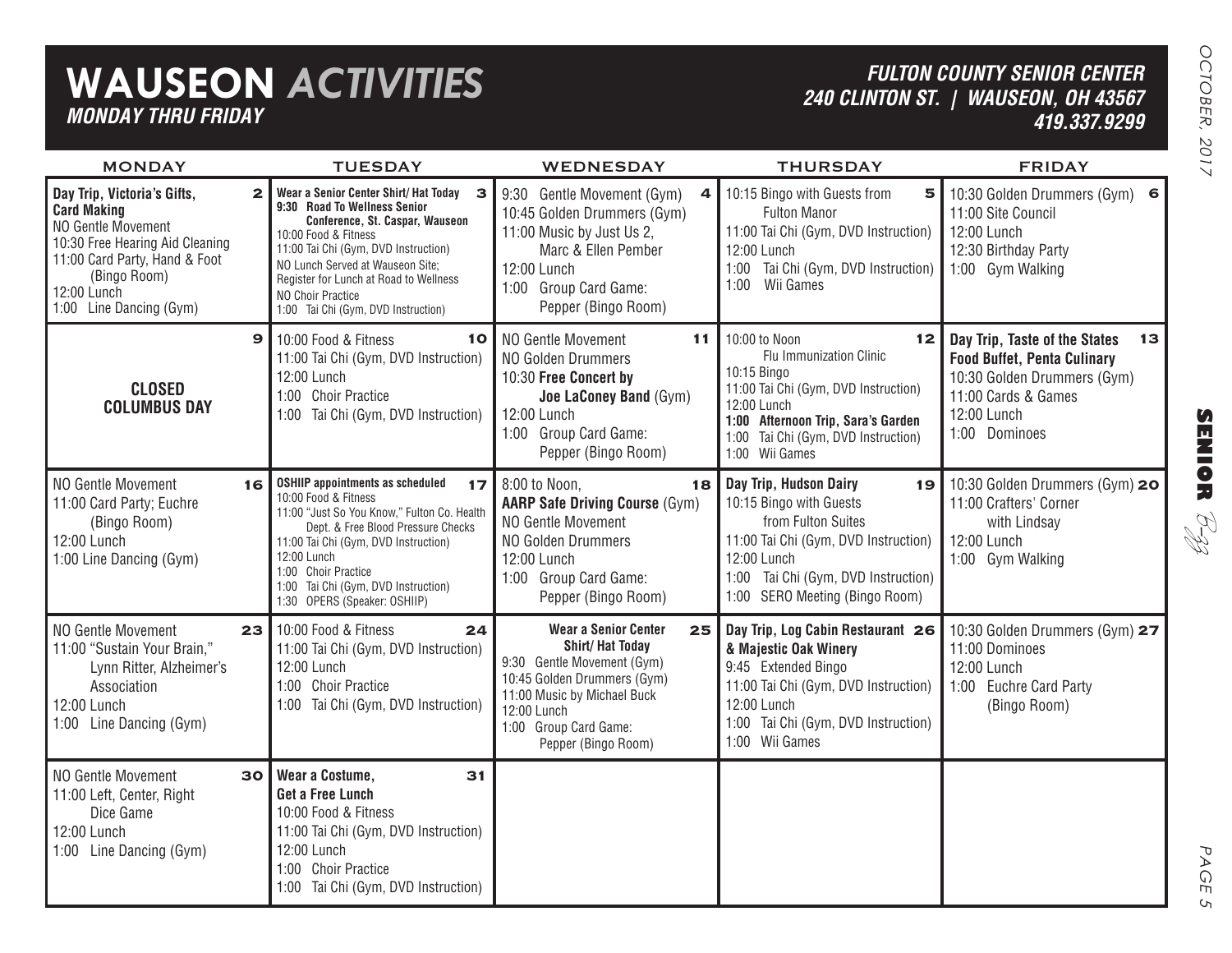# WAUSEON *ACTIVITIES*

***MONDAY THRU FRIDAY***

***FULTON COUNTY SENIOR CENTER***
***240 CLINTON ST. | WAUSEON, OH 43567***
***419.337.9299***

| MONDAY | TUESDAY | WEDNESDAY | THURSDAY | FRIDAY |
|---|---|---|---|---|
| **2** **Day Trip, Victoria's Gifts, Card Making**<br>NO Gentle Movement<br>10:30 Free Hearing Aid Cleaning<br>11:00 Card Party, Hand & Foot (Bingo Room)<br>12:00 Lunch<br>1:00 Line Dancing (Gym) | **3** **Wear a Senior Center Shirt/ Hat Today**<br>**9:30 Road To Wellness Senior Conference, St. Caspar, Wauseon**<br>10:00 Food & Fitness<br>11:00 Tai Chi (Gym, DVD Instruction)<br>NO Lunch Served at Wauseon Site; Register for Lunch at Road to Wellness<br>NO Choir Practice<br>1:00 Tai Chi (Gym, DVD Instruction) | **4** 9:30 Gentle Movement (Gym)<br>10:45 Golden Drummers (Gym)<br>11:00 Music by Just Us 2, Marc & Ellen Pember<br>12:00 Lunch<br>1:00 Group Card Game: Pepper (Bingo Room) | **5** 10:15 Bingo with Guests from Fulton Manor<br>11:00 Tai Chi (Gym, DVD Instruction)<br>12:00 Lunch<br>1:00 Tai Chi (Gym, DVD Instruction)<br>1:00 Wii Games | **6** 10:30 Golden Drummers (Gym)<br>11:00 Site Council<br>12:00 Lunch<br>12:30 Birthday Party<br>1:00 Gym Walking |
| **9** **CLOSED COLUMBUS DAY** | **10** 10:00 Food & Fitness<br>11:00 Tai Chi (Gym, DVD Instruction)<br>12:00 Lunch<br>1:00 Choir Practice<br>1:00 Tai Chi (Gym, DVD Instruction) | **11** NO Gentle Movement<br>NO Golden Drummers<br>10:30 **Free Concert by Joe LaConey Band** (Gym)<br>12:00 Lunch<br>1:00 Group Card Game: Pepper (Bingo Room) | **12** 10:00 to Noon Flu Immunization Clinic<br>10:15 Bingo<br>11:00 Tai Chi (Gym, DVD Instruction)<br>12:00 Lunch<br>**1:00 Afternoon Trip, Sara's Garden**<br>1:00 Tai Chi (Gym, DVD Instruction)<br>1:00 Wii Games | **13** **Day Trip, Taste of the States Food Buffet, Penta Culinary**<br>10:30 Golden Drummers (Gym)<br>11:00 Cards & Games<br>12:00 Lunch<br>1:00 Dominoes |
| **16** NO Gentle Movement<br>11:00 Card Party; Euchre (Bingo Room)<br>12:00 Lunch<br>1:00 Line Dancing (Gym) | **17** **OSHIIP appointments as scheduled**<br>10:00 Food & Fitness<br>11:00 "Just So You Know," Fulton Co. Health Dept. & Free Blood Pressure Checks<br>11:00 Tai Chi (Gym, DVD Instruction)<br>12:00 Lunch<br>1:00 Choir Practice<br>1:00 Tai Chi (Gym, DVD Instruction)<br>1:30 OPERS (Speaker: OSHIIP) | **18** 8:00 to Noon, **AARP Safe Driving Course** (Gym)<br>NO Gentle Movement<br>NO Golden Drummers<br>12:00 Lunch<br>1:00 Group Card Game: Pepper (Bingo Room) | **19** **Day Trip, Hudson Dairy**<br>10:15 Bingo with Guests from Fulton Suites<br>11:00 Tai Chi (Gym, DVD Instruction)<br>12:00 Lunch<br>1:00 Tai Chi (Gym, DVD Instruction)<br>1:00 SERO Meeting (Bingo Room) | **20** 10:30 Golden Drummers (Gym)<br>11:00 Crafters' Corner with Lindsay<br>12:00 Lunch<br>1:00 Gym Walking |
| **23** NO Gentle Movement<br>11:00 "Sustain Your Brain," Lynn Ritter, Alzheimer's Association<br>12:00 Lunch<br>1:00 Line Dancing (Gym) | **24** 10:00 Food & Fitness<br>11:00 Tai Chi (Gym, DVD Instruction)<br>12:00 Lunch<br>1:00 Choir Practice<br>1:00 Tai Chi (Gym, DVD Instruction) | **25** **Wear a Senior Center Shirt/ Hat Today**<br>9:30 Gentle Movement (Gym)<br>10:45 Golden Drummers (Gym)<br>11:00 Music by Michael Buck<br>12:00 Lunch<br>1:00 Group Card Game: Pepper (Bingo Room) | **26** **Day Trip, Log Cabin Restaurant & Majestic Oak Winery**<br>9:45 Extended Bingo<br>11:00 Tai Chi (Gym, DVD Instruction)<br>12:00 Lunch<br>1:00 Tai Chi (Gym, DVD Instruction)<br>1:00 Wii Games | **27** 10:30 Golden Drummers (Gym)<br>11:00 Dominoes<br>12:00 Lunch<br>1:00 Euchre Card Party (Bingo Room) |
| **30** NO Gentle Movement<br>11:00 Left, Center, Right Dice Game<br>12:00 Lunch<br>1:00 Line Dancing (Gym) | **31** **Wear a Costume, Get a Free Lunch**<br>10:00 Food & Fitness<br>11:00 Tai Chi (Gym, DVD Instruction)<br>12:00 Lunch<br>1:00 Choir Practice<br>1:00 Tai Chi (Gym, DVD Instruction) | | | |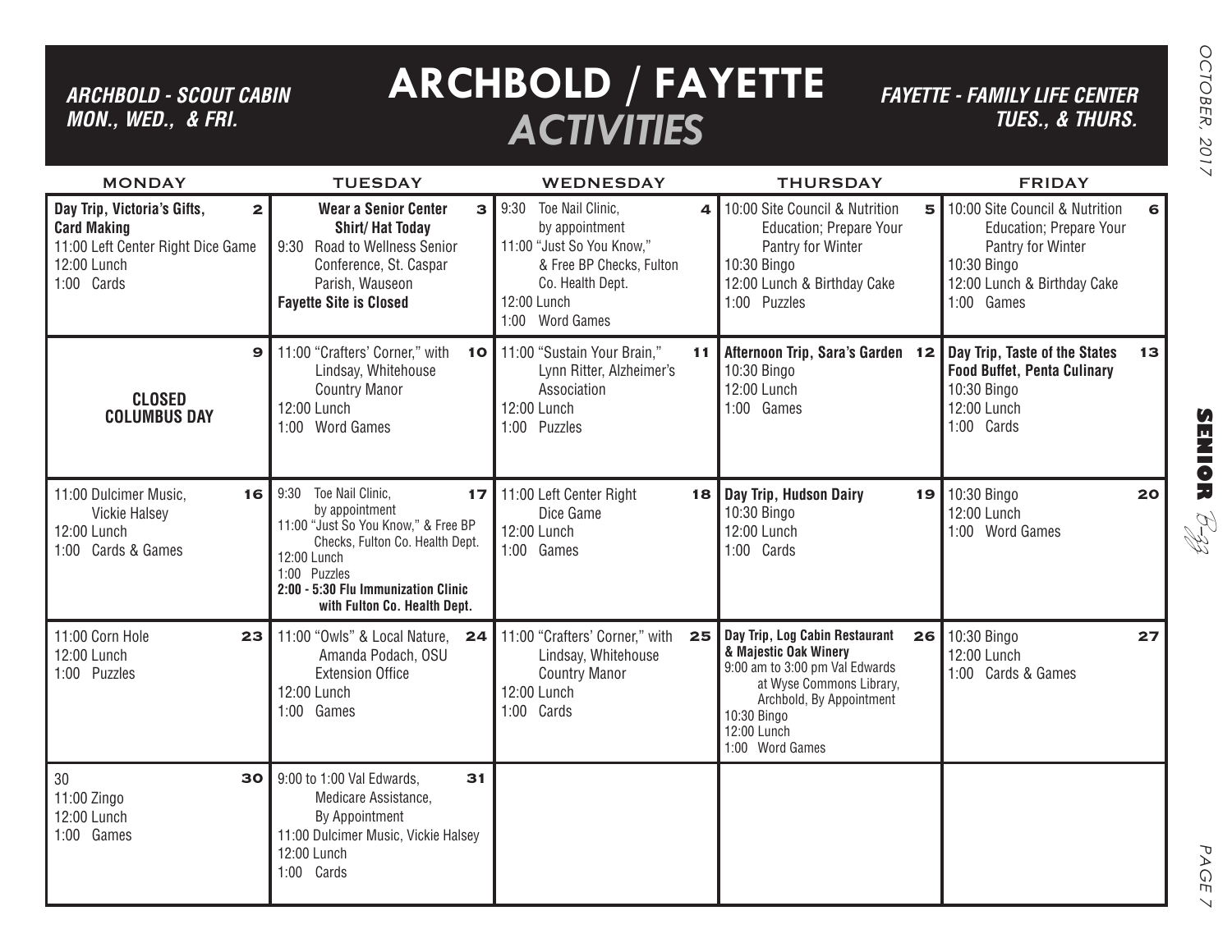# ARCHBOLD / FAYETTE *ACTIVITIES*

***ARCHBOLD - SCOUT CABIN MON., WED., & FRI.***

***FAYETTE - FAMILY LIFE CENTER TUES., & THURS.***

| MONDAY | TUESDAY | WEDNESDAY | THURSDAY | FRIDAY |
|---|---|---|---|---|
| **2** **Day Trip, Victoria's Gifts, Card Making** 11:00 Left Center Right Dice Game 12:00 Lunch 1:00 Cards | **3** **Wear a Senior Center Shirt/ Hat Today** 9:30 Road to Wellness Senior Conference, St. Caspar Parish, Wauseon **Fayette Site is Closed** | **4** 9:30 Toe Nail Clinic, by appointment 11:00 "Just So You Know," & Free BP Checks, Fulton Co. Health Dept. 12:00 Lunch 1:00 Word Games | **5** 10:00 Site Council & Nutrition Education; Prepare Your Pantry for Winter 10:30 Bingo 12:00 Lunch & Birthday Cake 1:00 Puzzles | **6** 10:00 Site Council & Nutrition Education; Prepare Your Pantry for Winter 10:30 Bingo 12:00 Lunch & Birthday Cake 1:00 Games |
| **9** **CLOSED COLUMBUS DAY** | **10** 11:00 "Crafters' Corner," with Lindsay, Whitehouse Country Manor 12:00 Lunch 1:00 Word Games | **11** 11:00 "Sustain Your Brain," Lynn Ritter, Alzheimer's Association 12:00 Lunch 1:00 Puzzles | **12** **Afternoon Trip, Sara's Garden** 10:30 Bingo 12:00 Lunch 1:00 Games | **13** **Day Trip, Taste of the States Food Buffet, Penta Culinary** 10:30 Bingo 12:00 Lunch 1:00 Cards |
| **16** 11:00 Dulcimer Music, Vickie Halsey 12:00 Lunch 1:00 Cards & Games | **17** 9:30 Toe Nail Clinic, by appointment 11:00 "Just So You Know," & Free BP Checks, Fulton Co. Health Dept. 12:00 Lunch 1:00 Puzzles **2:00 - 5:30 Flu Immunization Clinic with Fulton Co. Health Dept.** | **18** 11:00 Left Center Right Dice Game 12:00 Lunch 1:00 Games | **19** **Day Trip, Hudson Dairy** 10:30 Bingo 12:00 Lunch 1:00 Cards | **20** 10:30 Bingo 12:00 Lunch 1:00 Word Games |
| **23** 11:00 Corn Hole 12:00 Lunch 1:00 Puzzles | **24** 11:00 "Owls" & Local Nature, Amanda Podach, OSU Extension Office 12:00 Lunch 1:00 Games | **25** 11:00 "Crafters' Corner," with Lindsay, Whitehouse Country Manor 12:00 Lunch 1:00 Cards | **26** **Day Trip, Log Cabin Restaurant & Majestic Oak Winery** 9:00 am to 3:00 pm Val Edwards at Wyse Commons Library, Archbold, By Appointment 10:30 Bingo 12:00 Lunch 1:00 Word Games | **27** 10:30 Bingo 12:00 Lunch 1:00 Cards & Games |
| **30** 30 11:00 Zingo 12:00 Lunch 1:00 Games | **31** 9:00 to 1:00 Val Edwards, Medicare Assistance, By Appointment 11:00 Dulcimer Music, Vickie Halsey 12:00 Lunch 1:00 Cards | | | |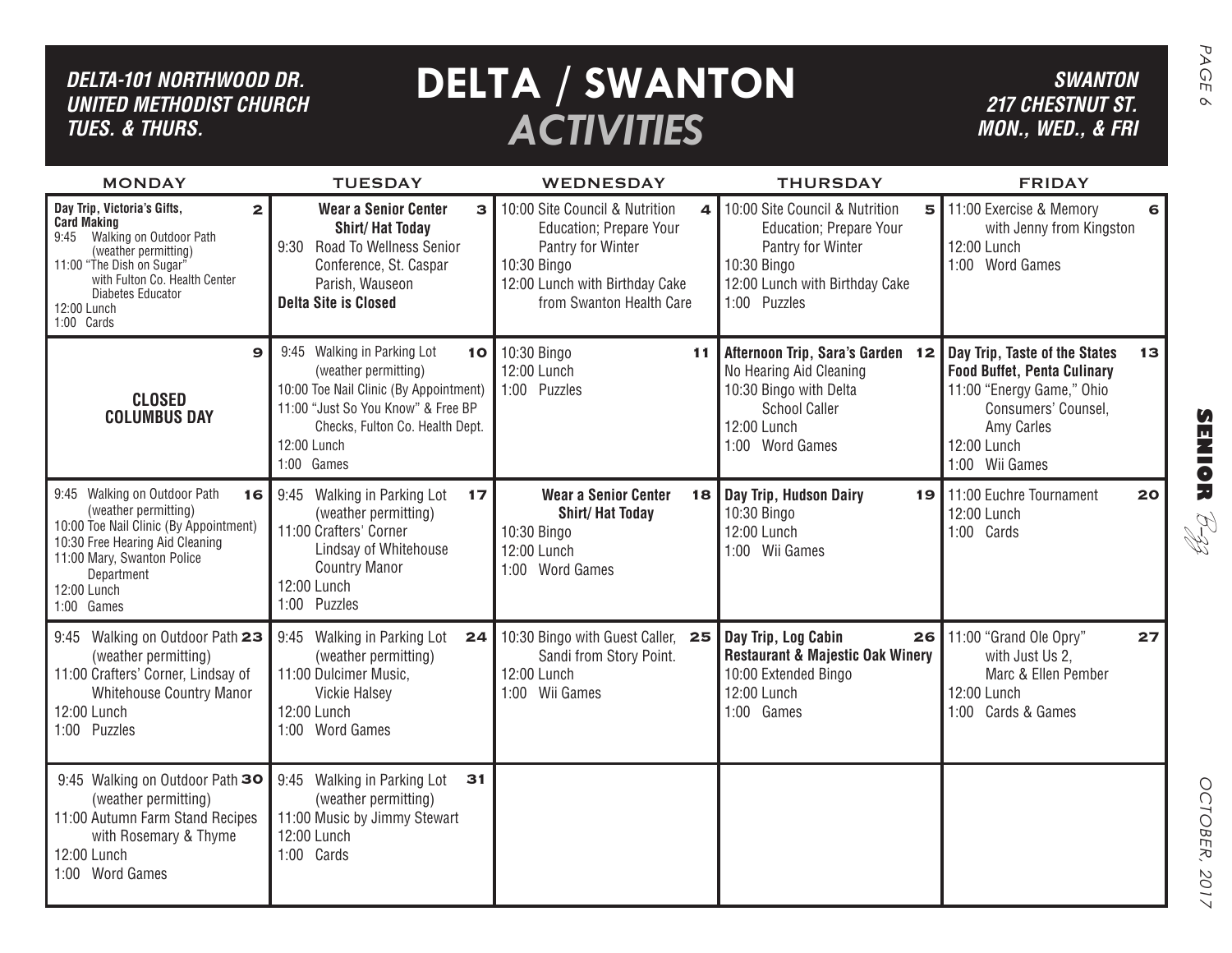*DELTA-101 NORTHWOOD DR.*
*UNITED METHODIST CHURCH*
*TUES. & THURS.*

# DELTA / SWANTON *ACTIVITIES*

*SWANTON*
*217 CHESTNUT ST.*
*MON., WED., & FRI*

| MONDAY | TUESDAY | WEDNESDAY | THURSDAY | FRIDAY |
|---|---|---|---|---|
| **2** **Day Trip, Victoria's Gifts, Card Making**<br>9:45 Walking on Outdoor Path (weather permitting)<br>11:00 "The Dish on Sugar" with Fulton Co. Health Center Diabetes Educator<br>12:00 Lunch<br>1:00 Cards | **3** **Wear a Senior Center Shirt/ Hat Today**<br>9:30 Road To Wellness Senior Conference, St. Caspar Parish, Wauseon<br>**Delta Site is Closed** | **4** 10:00 Site Council & Nutrition Education; Prepare Your Pantry for Winter<br>10:30 Bingo<br>12:00 Lunch with Birthday Cake from Swanton Health Care | **5** 10:00 Site Council & Nutrition Education; Prepare Your Pantry for Winter<br>10:30 Bingo<br>12:00 Lunch with Birthday Cake<br>1:00 Puzzles | **6** 11:00 Exercise & Memory with Jenny from Kingston<br>12:00 Lunch<br>1:00 Word Games |
| **9** **CLOSED COLUMBUS DAY** | **10** 9:45 Walking in Parking Lot (weather permitting)<br>10:00 Toe Nail Clinic (By Appointment)<br>11:00 "Just So You Know" & Free BP Checks, Fulton Co. Health Dept.<br>12:00 Lunch<br>1:00 Games | **11** 10:30 Bingo<br>12:00 Lunch<br>1:00 Puzzles | **12** **Afternoon Trip, Sara's Garden**<br>No Hearing Aid Cleaning<br>10:30 Bingo with Delta School Caller<br>12:00 Lunch<br>1:00 Word Games | **13** **Day Trip, Taste of the States Food Buffet, Penta Culinary**<br>11:00 "Energy Game," Ohio Consumers' Counsel, Amy Carles<br>12:00 Lunch<br>1:00 Wii Games |
| **16** 9:45 Walking on Outdoor Path (weather permitting)<br>10:00 Toe Nail Clinic (By Appointment)<br>10:30 Free Hearing Aid Cleaning<br>11:00 Mary, Swanton Police Department<br>12:00 Lunch<br>1:00 Games | **17** 9:45 Walking in Parking Lot (weather permitting)<br>11:00 Crafters' Corner Lindsay of Whitehouse Country Manor<br>12:00 Lunch<br>1:00 Puzzles | **18** **Wear a Senior Center Shirt/ Hat Today**<br>10:30 Bingo<br>12:00 Lunch<br>1:00 Word Games | **19** **Day Trip, Hudson Dairy**<br>10:30 Bingo<br>12:00 Lunch<br>1:00 Wii Games | **20** 11:00 Euchre Tournament<br>12:00 Lunch<br>1:00 Cards |
| **23** 9:45 Walking on Outdoor Path (weather permitting)<br>11:00 Crafters' Corner, Lindsay of Whitehouse Country Manor<br>12:00 Lunch<br>1:00 Puzzles | **24** 9:45 Walking in Parking Lot (weather permitting)<br>11:00 Dulcimer Music, Vickie Halsey<br>12:00 Lunch<br>1:00 Word Games | **25** 10:30 Bingo with Guest Caller, Sandi from Story Point.<br>12:00 Lunch<br>1:00 Wii Games | **26** **Day Trip, Log Cabin Restaurant & Majestic Oak Winery**<br>10:00 Extended Bingo<br>12:00 Lunch<br>1:00 Games | **27** 11:00 "Grand Ole Opry" with Just Us 2, Marc & Ellen Pember<br>12:00 Lunch<br>1:00 Cards & Games |
| **30** 9:45 Walking on Outdoor Path (weather permitting)<br>11:00 Autumn Farm Stand Recipes with Rosemary & Thyme<br>12:00 Lunch<br>1:00 Word Games | **31** 9:45 Walking in Parking Lot (weather permitting)<br>11:00 Music by Jimmy Stewart<br>12:00 Lunch<br>1:00 Cards | | | |